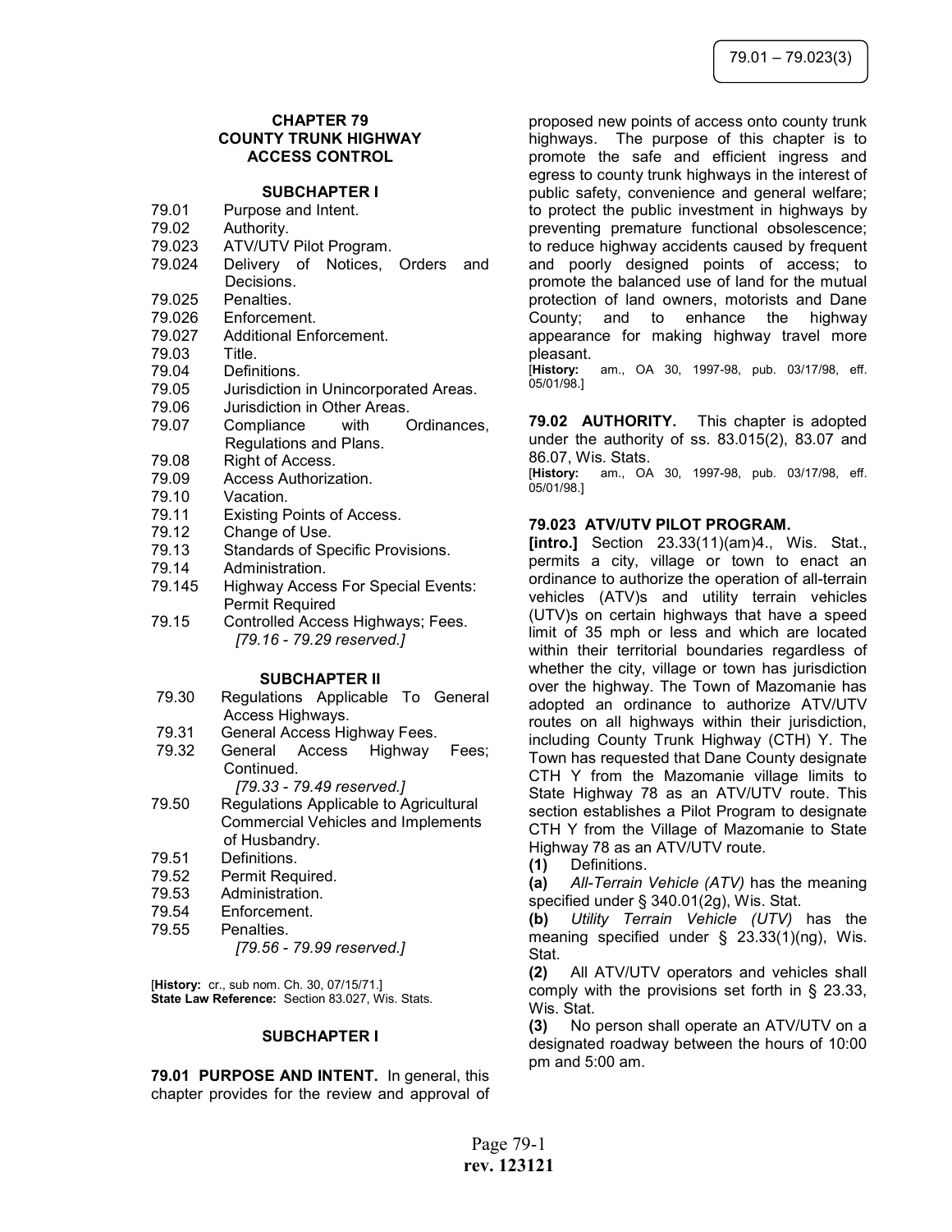# CHAPTER 79
# COUNTY TRUNK HIGHWAY ACCESS CONTROL

## SUBCHAPTER I

79.01 Purpose and Intent.
79.02 Authority.
79.023 ATV/UTV Pilot Program.
79.024 Delivery of Notices, Orders and Decisions.
79.025 Penalties.
79.026 Enforcement.
79.027 Additional Enforcement.
79.03 Title.
79.04 Definitions.
79.05 Jurisdiction in Unincorporated Areas.
79.06 Jurisdiction in Other Areas.
79.07 Compliance with Ordinances, Regulations and Plans.
79.08 Right of Access.
79.09 Access Authorization.
79.10 Vacation.
79.11 Existing Points of Access.
79.12 Change of Use.
79.13 Standards of Specific Provisions.
79.14 Administration.
79.145 Highway Access For Special Events: Permit Required
79.15 Controlled Access Highways; Fees.
*[79.16 - 79.29 reserved.]*

## SUBCHAPTER II

79.30 Regulations Applicable To General Access Highways.
79.31 General Access Highway Fees.
79.32 General Access Highway Fees; Continued.
*[79.33 - 79.49 reserved.]*
79.50 Regulations Applicable to Agricultural Commercial Vehicles and Implements of Husbandry.
79.51 Definitions.
79.52 Permit Required.
79.53 Administration.
79.54 Enforcement.
79.55 Penalties.
*[79.56 - 79.99 reserved.]*

[**History:** cr., sub nom. Ch. 30, 07/15/71.]
**State Law Reference:** Section 83.027, Wis. Stats.

## SUBCHAPTER I

**79.01 PURPOSE AND INTENT.** In general, this chapter provides for the review and approval of proposed new points of access onto county trunk highways. The purpose of this chapter is to promote the safe and efficient ingress and egress to county trunk highways in the interest of public safety, convenience and general welfare; to protect the public investment in highways by preventing premature functional obsolescence; to reduce highway accidents caused by frequent and poorly designed points of access; to promote the balanced use of land for the mutual protection of land owners, motorists and Dane County; and to enhance the highway appearance for making highway travel more pleasant.
[**History:** am., OA 30, 1997-98, pub. 03/17/98, eff. 05/01/98.]

**79.02 AUTHORITY.** This chapter is adopted under the authority of ss. 83.015(2), 83.07 and 86.07, Wis. Stats.
[**History:** am., OA 30, 1997-98, pub. 03/17/98, eff. 05/01/98.]

**79.023 ATV/UTV PILOT PROGRAM.**

**[intro.]** Section 23.33(11)(am)4., Wis. Stat., permits a city, village or town to enact an ordinance to authorize the operation of all-terrain vehicles (ATV)s and utility terrain vehicles (UTV)s on certain highways that have a speed limit of 35 mph or less and which are located within their territorial boundaries regardless of whether the city, village or town has jurisdiction over the highway. The Town of Mazomanie has adopted an ordinance to authorize ATV/UTV routes on all highways within their jurisdiction, including County Trunk Highway (CTH) Y. The Town has requested that Dane County designate CTH Y from the Mazomanie village limits to State Highway 78 as an ATV/UTV route. This section establishes a Pilot Program to designate CTH Y from the Village of Mazomanie to State Highway 78 as an ATV/UTV route.

**(1)** Definitions.

**(a)** *All-Terrain Vehicle (ATV)* has the meaning specified under § 340.01(2g), Wis. Stat.

**(b)** *Utility Terrain Vehicle (UTV)* has the meaning specified under § 23.33(1)(ng), Wis. Stat.

**(2)** All ATV/UTV operators and vehicles shall comply with the provisions set forth in § 23.33, Wis. Stat.

**(3)** No person shall operate an ATV/UTV on a designated roadway between the hours of 10:00 pm and 5:00 am.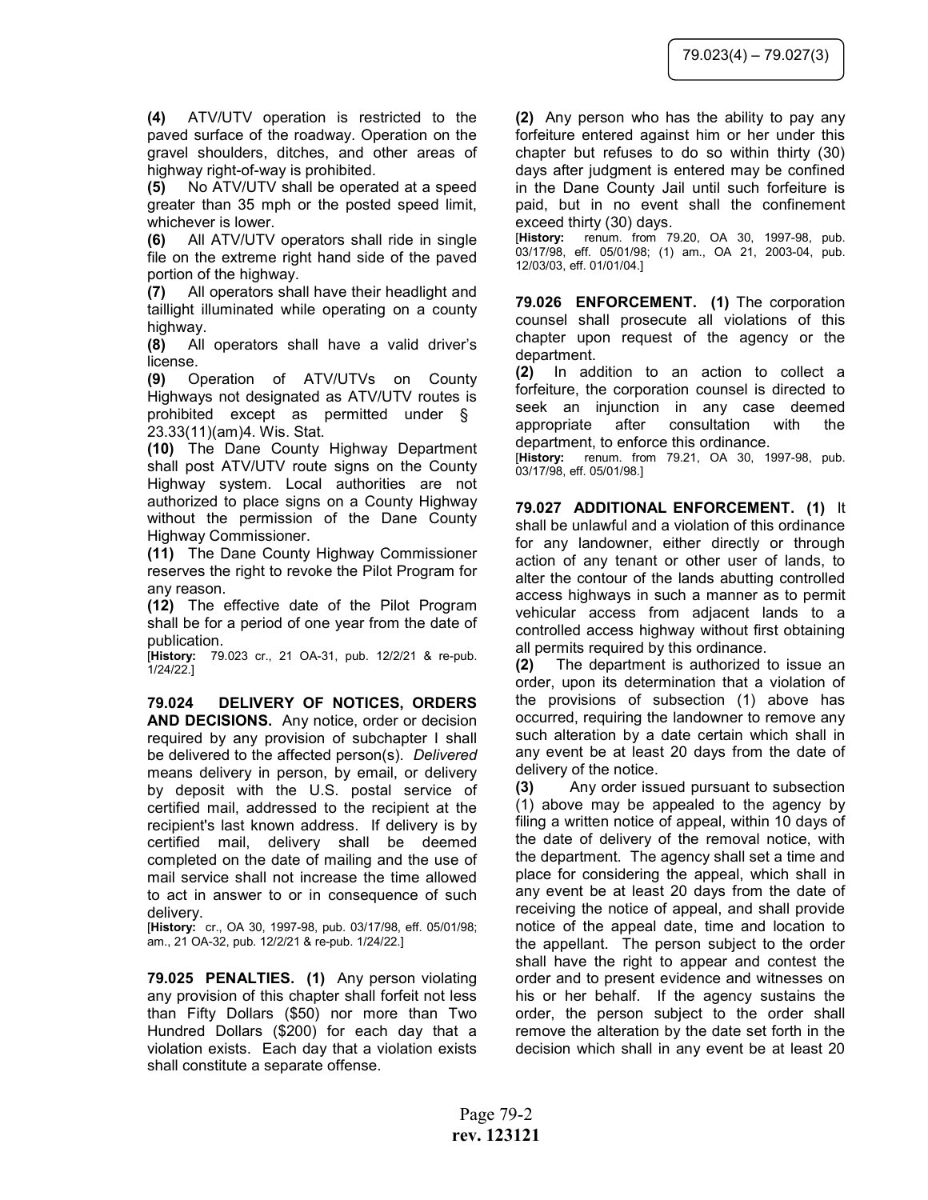**(4)** ATV/UTV operation is restricted to the paved surface of the roadway. Operation on the gravel shoulders, ditches, and other areas of highway right-of-way is prohibited.

**(5)** No ATV/UTV shall be operated at a speed greater than 35 mph or the posted speed limit, whichever is lower.

**(6)** All ATV/UTV operators shall ride in single file on the extreme right hand side of the paved portion of the highway.

**(7)** All operators shall have their headlight and taillight illuminated while operating on a county highway.

**(8)** All operators shall have a valid driver's license.

**(9)** Operation of ATV/UTVs on County Highways not designated as ATV/UTV routes is prohibited except as permitted under § 23.33(11)(am)4. Wis. Stat.

**(10)** The Dane County Highway Department shall post ATV/UTV route signs on the County Highway system. Local authorities are not authorized to place signs on a County Highway without the permission of the Dane County Highway Commissioner.

**(11)** The Dane County Highway Commissioner reserves the right to revoke the Pilot Program for any reason.

**(12)** The effective date of the Pilot Program shall be for a period of one year from the date of publication.

[**History:** 79.023 cr., 21 OA-31, pub. 12/2/21 & re-pub. 1/24/22.]

**79.024 DELIVERY OF NOTICES, ORDERS AND DECISIONS.** Any notice, order or decision required by any provision of subchapter I shall be delivered to the affected person(s). *Delivered* means delivery in person, by email, or delivery by deposit with the U.S. postal service of certified mail, addressed to the recipient at the recipient's last known address. If delivery is by certified mail, delivery shall be deemed completed on the date of mailing and the use of mail service shall not increase the time allowed to act in answer to or in consequence of such delivery.

[**History:** cr., OA 30, 1997-98, pub. 03/17/98, eff. 05/01/98; am., 21 OA-32, pub. 12/2/21 & re-pub. 1/24/22.]

**79.025 PENALTIES. (1)** Any person violating any provision of this chapter shall forfeit not less than Fifty Dollars ($50) nor more than Two Hundred Dollars ($200) for each day that a violation exists. Each day that a violation exists shall constitute a separate offense.

**(2)** Any person who has the ability to pay any forfeiture entered against him or her under this chapter but refuses to do so within thirty (30) days after judgment is entered may be confined in the Dane County Jail until such forfeiture is paid, but in no event shall the confinement exceed thirty (30) days.

[**History:** renum. from 79.20, OA 30, 1997-98, pub. 03/17/98, eff. 05/01/98; (1) am., OA 21, 2003-04, pub. 12/03/03, eff. 01/01/04.]

**79.026 ENFORCEMENT. (1)** The corporation counsel shall prosecute all violations of this chapter upon request of the agency or the department.

**(2)** In addition to an action to collect a forfeiture, the corporation counsel is directed to seek an injunction in any case deemed appropriate after consultation with the department, to enforce this ordinance.

[**History:** renum. from 79.21, OA 30, 1997-98, pub. 03/17/98, eff. 05/01/98.]

**79.027 ADDITIONAL ENFORCEMENT. (1)** It shall be unlawful and a violation of this ordinance for any landowner, either directly or through action of any tenant or other user of lands, to alter the contour of the lands abutting controlled access highways in such a manner as to permit vehicular access from adjacent lands to a controlled access highway without first obtaining all permits required by this ordinance.

**(2)** The department is authorized to issue an order, upon its determination that a violation of the provisions of subsection (1) above has occurred, requiring the landowner to remove any such alteration by a date certain which shall in any event be at least 20 days from the date of delivery of the notice.

**(3)** Any order issued pursuant to subsection (1) above may be appealed to the agency by filing a written notice of appeal, within 10 days of the date of delivery of the removal notice, with the department. The agency shall set a time and place for considering the appeal, which shall in any event be at least 20 days from the date of receiving the notice of appeal, and shall provide notice of the appeal date, time and location to the appellant. The person subject to the order shall have the right to appear and contest the order and to present evidence and witnesses on his or her behalf. If the agency sustains the order, the person subject to the order shall remove the alteration by the date set forth in the decision which shall in any event be at least 20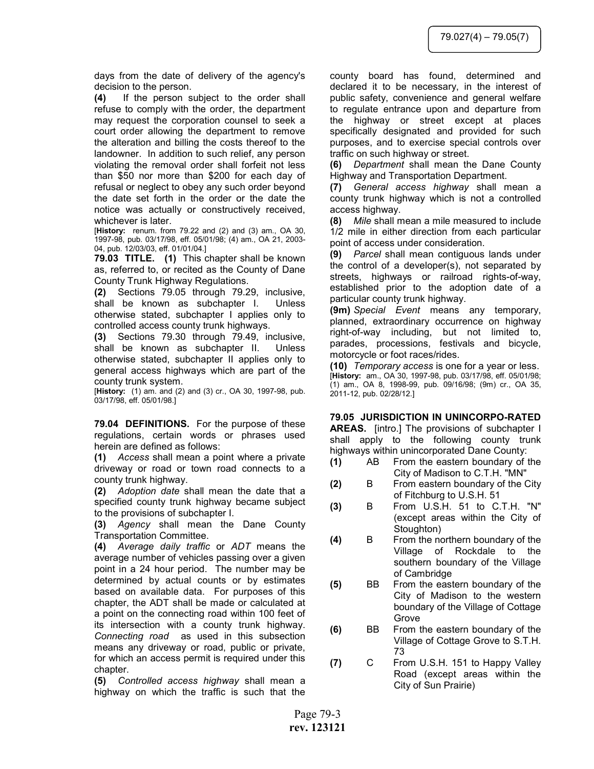days from the date of delivery of the agency's decision to the person.

**(4)** If the person subject to the order shall refuse to comply with the order, the department may request the corporation counsel to seek a court order allowing the department to remove the alteration and billing the costs thereof to the landowner. In addition to such relief, any person violating the removal order shall forfeit not less than $50 nor more than $200 for each day of refusal or neglect to obey any such order beyond the date set forth in the order or the date the notice was actually or constructively received, whichever is later.

[**History:** renum. from 79.22 and (2) and (3) am., OA 30, 1997-98, pub. 03/17/98, eff. 05/01/98; (4) am., OA 21, 2003-04, pub. 12/03/03, eff. 01/01/04.]

**79.03 TITLE.** **(1)** This chapter shall be known as, referred to, or recited as the County of Dane County Trunk Highway Regulations.

**(2)** Sections 79.05 through 79.29, inclusive, shall be known as subchapter I. Unless otherwise stated, subchapter I applies only to controlled access county trunk highways.

**(3)** Sections 79.30 through 79.49, inclusive, shall be known as subchapter II. Unless otherwise stated, subchapter II applies only to general access highways which are part of the county trunk system.

[**History:** (1) am. and (2) and (3) cr., OA 30, 1997-98, pub. 03/17/98, eff. 05/01/98.]

**79.04 DEFINITIONS.** For the purpose of these regulations, certain words or phrases used herein are defined as follows:

**(1)** *Access* shall mean a point where a private driveway or road or town road connects to a county trunk highway.

**(2)** *Adoption date* shall mean the date that a specified county trunk highway became subject to the provisions of subchapter I.

**(3)** *Agency* shall mean the Dane County Transportation Committee.

**(4)** *Average daily traffic* or *ADT* means the average number of vehicles passing over a given point in a 24 hour period. The number may be determined by actual counts or by estimates based on available data. For purposes of this chapter, the ADT shall be made or calculated at a point on the connecting road within 100 feet of its intersection with a county trunk highway. *Connecting road* as used in this subsection means any driveway or road, public or private, for which an access permit is required under this chapter.

**(5)** *Controlled access highway* shall mean a highway on which the traffic is such that the county board has found, determined and declared it to be necessary, in the interest of public safety, convenience and general welfare to regulate entrance upon and departure from the highway or street except at places specifically designated and provided for such purposes, and to exercise special controls over traffic on such highway or street.

**(6)** *Department* shall mean the Dane County Highway and Transportation Department.

**(7)** *General access highway* shall mean a county trunk highway which is not a controlled access highway.

**(8)** *Mile* shall mean a mile measured to include 1/2 mile in either direction from each particular point of access under consideration.

**(9)** *Parcel* shall mean contiguous lands under the control of a developer(s), not separated by streets, highways or railroad rights-of-way, established prior to the adoption date of a particular county trunk highway.

**(9m)** *Special Event* means any temporary, planned, extraordinary occurrence on highway right-of-way including, but not limited to, parades, processions, festivals and bicycle, motorcycle or foot races/rides.

**(10)** *Temporary access* is one for a year or less.

[**History:** am., OA 30, 1997-98, pub. 03/17/98, eff. 05/01/98; (1) am., OA 8, 1998-99, pub. 09/16/98; (9m) cr., OA 35, 2011-12, pub. 02/28/12.]

**79.05 JURISDICTION IN UNINCORPO-RATED AREAS.** [intro.] The provisions of subchapter I shall apply to the following county trunk highways within unincorporated Dane County:

**(1)** AB From the eastern boundary of the City of Madison to C.T.H. "MN"

**(2)** B From eastern boundary of the City of Fitchburg to U.S.H. 51

**(3)** B From U.S.H. 51 to C.T.H. "N" (except areas within the City of Stoughton)

**(4)** B From the northern boundary of the Village of Rockdale to the southern boundary of the Village of Cambridge

**(5)** BB From the eastern boundary of the City of Madison to the western boundary of the Village of Cottage Grove

**(6)** BB From the eastern boundary of the Village of Cottage Grove to S.T.H. 73

**(7)** C From U.S.H. 151 to Happy Valley Road (except areas within the City of Sun Prairie)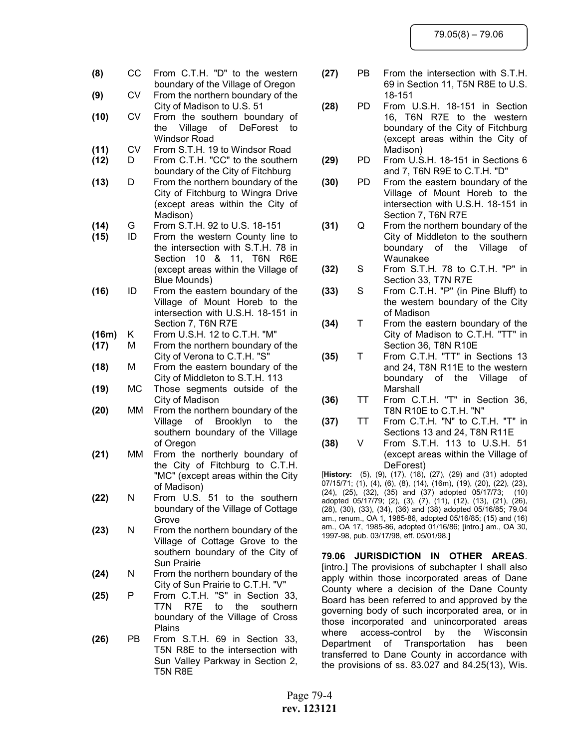**(8)** CC From C.T.H. "D" to the western boundary of the Village of Oregon

**(9)** CV From the northern boundary of the City of Madison to U.S. 51

**(10)** CV From the southern boundary of the Village of DeForest to Windsor Road

**(11)** CV From S.T.H. 19 to Windsor Road

**(12)** D From C.T.H. "CC" to the southern boundary of the City of Fitchburg

**(13)** D From the northern boundary of the City of Fitchburg to Wingra Drive (except areas within the City of Madison)

**(14)** G From S.T.H. 92 to U.S. 18-151

**(15)** ID From the western County line to the intersection with S.T.H. 78 in Section 10 & 11, T6N R6E (except areas within the Village of Blue Mounds)

**(16)** ID From the eastern boundary of the Village of Mount Horeb to the intersection with U.S.H. 18-151 in Section 7, T6N R7E

**(16m)** K From U.S.H. 12 to C.T.H. "M"

**(17)** M From the northern boundary of the City of Verona to C.T.H. "S"

**(18)** M From the eastern boundary of the City of Middleton to S.T.H. 113

**(19)** MC Those segments outside of the City of Madison

**(20)** MM From the northern boundary of the Village of Brooklyn to the southern boundary of the Village of Oregon

**(21)** MM From the northerly boundary of the City of Fitchburg to C.T.H. "MC" (except areas within the City of Madison)

**(22)** N From U.S. 51 to the southern boundary of the Village of Cottage Grove

**(23)** N From the northern boundary of the Village of Cottage Grove to the southern boundary of the City of Sun Prairie

**(24)** N From the northern boundary of the City of Sun Prairie to C.T.H. "V"

**(25)** P From C.T.H. "S" in Section 33, T7N R7E to the southern boundary of the Village of Cross Plains

**(26)** PB From S.T.H. 69 in Section 33, T5N R8E to the intersection with Sun Valley Parkway in Section 2, T5N R8E

**(27)** PB From the intersection with S.T.H. 69 in Section 11, T5N R8E to U.S. 18-151

**(28)** PD From U.S.H. 18-151 in Section 16, T6N R7E to the western boundary of the City of Fitchburg (except areas within the City of Madison)

**(29)** PD From U.S.H. 18-151 in Sections 6 and 7, T6N R9E to C.T.H. "D"

**(30)** PD From the eastern boundary of the Village of Mount Horeb to the intersection with U.S.H. 18-151 in Section 7, T6N R7E

**(31)** Q From the northern boundary of the City of Middleton to the southern boundary of the Village of Waunakee

**(32)** S From S.T.H. 78 to C.T.H. "P" in Section 33, T7N R7E

**(33)** S From C.T.H. "P" (in Pine Bluff) to the western boundary of the City of Madison

**(34)** T From the eastern boundary of the City of Madison to C.T.H. "TT" in Section 36, T8N R10E

**(35)** T From C.T.H. "TT" in Sections 13 and 24, T8N R11E to the western boundary of the Village of Marshall

**(36)** TT From C.T.H. "T" in Section 36, T8N R10E to C.T.H. "N"

**(37)** TT From C.T.H. "N" to C.T.H. "T" in Sections 13 and 24, T8N R11E

**(38)** V From S.T.H. 113 to U.S.H. 51 (except areas within the Village of DeForest)

[**History:** (5), (9), (17), (18), (27), (29) and (31) adopted 07/15/71; (1), (4), (6), (8), (14), (16m), (19), (20), (22), (23), (24), (25), (32), (35) and (37) adopted 05/17/73; (10) adopted 05/17/79; (2), (3), (7), (11), (12), (13), (21), (26), (28), (30), (33), (34), (36) and (38) adopted 05/16/85; 79.04 am., renum., OA 1, 1985-86, adopted 05/16/85; (15) and (16) am., OA 17, 1985-86, adopted 01/16/86; [intro.] am., OA 30, 1997-98, pub. 03/17/98, eff. 05/01/98.]

**79.06 JURISDICTION IN OTHER AREAS**. [intro.] The provisions of subchapter I shall also apply within those incorporated areas of Dane County where a decision of the Dane County Board has been referred to and approved by the governing body of such incorporated area, or in those incorporated and unincorporated areas where access-control by the Wisconsin Department of Transportation has been transferred to Dane County in accordance with the provisions of ss. 83.027 and 84.25(13), Wis.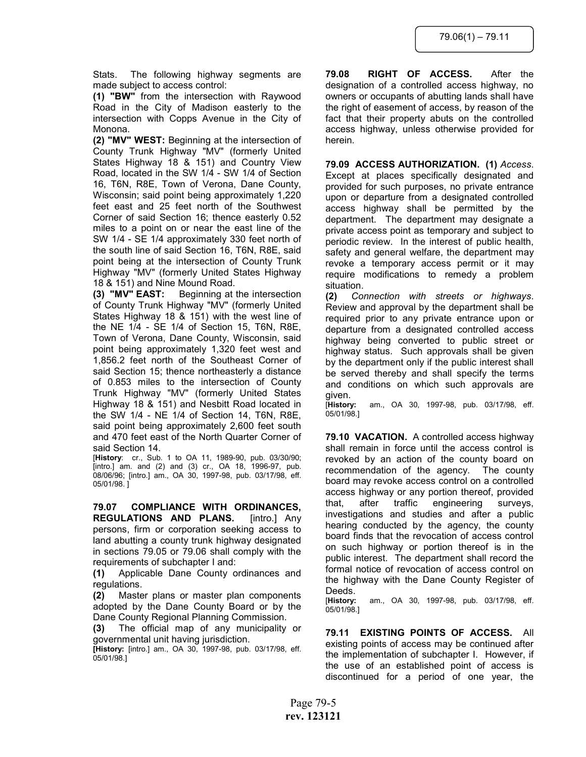Stats. The following highway segments are made subject to access control:

**(1) "BW"** from the intersection with Raywood Road in the City of Madison easterly to the intersection with Copps Avenue in the City of Monona.

**(2) "MV" WEST:** Beginning at the intersection of County Trunk Highway "MV" (formerly United States Highway 18 & 151) and Country View Road, located in the SW 1/4 - SW 1/4 of Section 16, T6N, R8E, Town of Verona, Dane County, Wisconsin; said point being approximately 1,220 feet east and 25 feet north of the Southwest Corner of said Section 16; thence easterly 0.52 miles to a point on or near the east line of the SW 1/4 - SE 1/4 approximately 330 feet north of the south line of said Section 16, T6N, R8E, said point being at the intersection of County Trunk Highway "MV" (formerly United States Highway 18 & 151) and Nine Mound Road.

**(3) "MV" EAST:** Beginning at the intersection of County Trunk Highway "MV" (formerly United States Highway 18 & 151) with the west line of the NE 1/4 - SE 1/4 of Section 15, T6N, R8E, Town of Verona, Dane County, Wisconsin, said point being approximately 1,320 feet west and 1,856.2 feet north of the Southeast Corner of said Section 15; thence northeasterly a distance of 0.853 miles to the intersection of County Trunk Highway "MV" (formerly United States Highway 18 & 151) and Nesbitt Road located in the SW 1/4 - NE 1/4 of Section 14, T6N, R8E, said point being approximately 2,600 feet south and 470 feet east of the North Quarter Corner of said Section 14.

[**History**: cr., Sub. 1 to OA 11, 1989-90, pub. 03/30/90; [intro.] am. and (2) and (3) cr., OA 18, 1996-97, pub. 08/06/96; [intro.] am., OA 30, 1997-98, pub. 03/17/98, eff. 05/01/98. ]

**79.07 COMPLIANCE WITH ORDINANCES, REGULATIONS AND PLANS.** [intro.] Any persons, firm or corporation seeking access to land abutting a county trunk highway designated in sections 79.05 or 79.06 shall comply with the requirements of subchapter I and:

**(1)** Applicable Dane County ordinances and regulations.

**(2)** Master plans or master plan components adopted by the Dane County Board or by the Dane County Regional Planning Commission.

**(3)** The official map of any municipality or governmental unit having jurisdiction.

**[History:** [intro.] am., OA 30, 1997-98, pub. 03/17/98, eff. 05/01/98.]

**79.08 RIGHT OF ACCESS.** After the designation of a controlled access highway, no owners or occupants of abutting lands shall have the right of easement of access, by reason of the fact that their property abuts on the controlled access highway, unless otherwise provided for herein.

**79.09 ACCESS AUTHORIZATION. (1)** *Access*. Except at places specifically designated and provided for such purposes, no private entrance upon or departure from a designated controlled access highway shall be permitted by the department. The department may designate a private access point as temporary and subject to periodic review. In the interest of public health, safety and general welfare, the department may revoke a temporary access permit or it may require modifications to remedy a problem situation.

**(2)** *Connection with streets or highways*. Review and approval by the department shall be required prior to any private entrance upon or departure from a designated controlled access highway being converted to public street or highway status. Such approvals shall be given by the department only if the public interest shall be served thereby and shall specify the terms and conditions on which such approvals are given.

[**History:** am., OA 30, 1997-98, pub. 03/17/98, eff. 05/01/98.]

**79.10 VACATION.** A controlled access highway shall remain in force until the access control is revoked by an action of the county board on recommendation of the agency. The county board may revoke access control on a controlled access highway or any portion thereof, provided that, after traffic engineering surveys, investigations and studies and after a public hearing conducted by the agency, the county board finds that the revocation of access control on such highway or portion thereof is in the public interest. The department shall record the formal notice of revocation of access control on the highway with the Dane County Register of Deeds.

[**History:** am., OA 30, 1997-98, pub. 03/17/98, eff. 05/01/98.]

**79.11 EXISTING POINTS OF ACCESS.** All existing points of access may be continued after the implementation of subchapter I. However, if the use of an established point of access is discontinued for a period of one year, the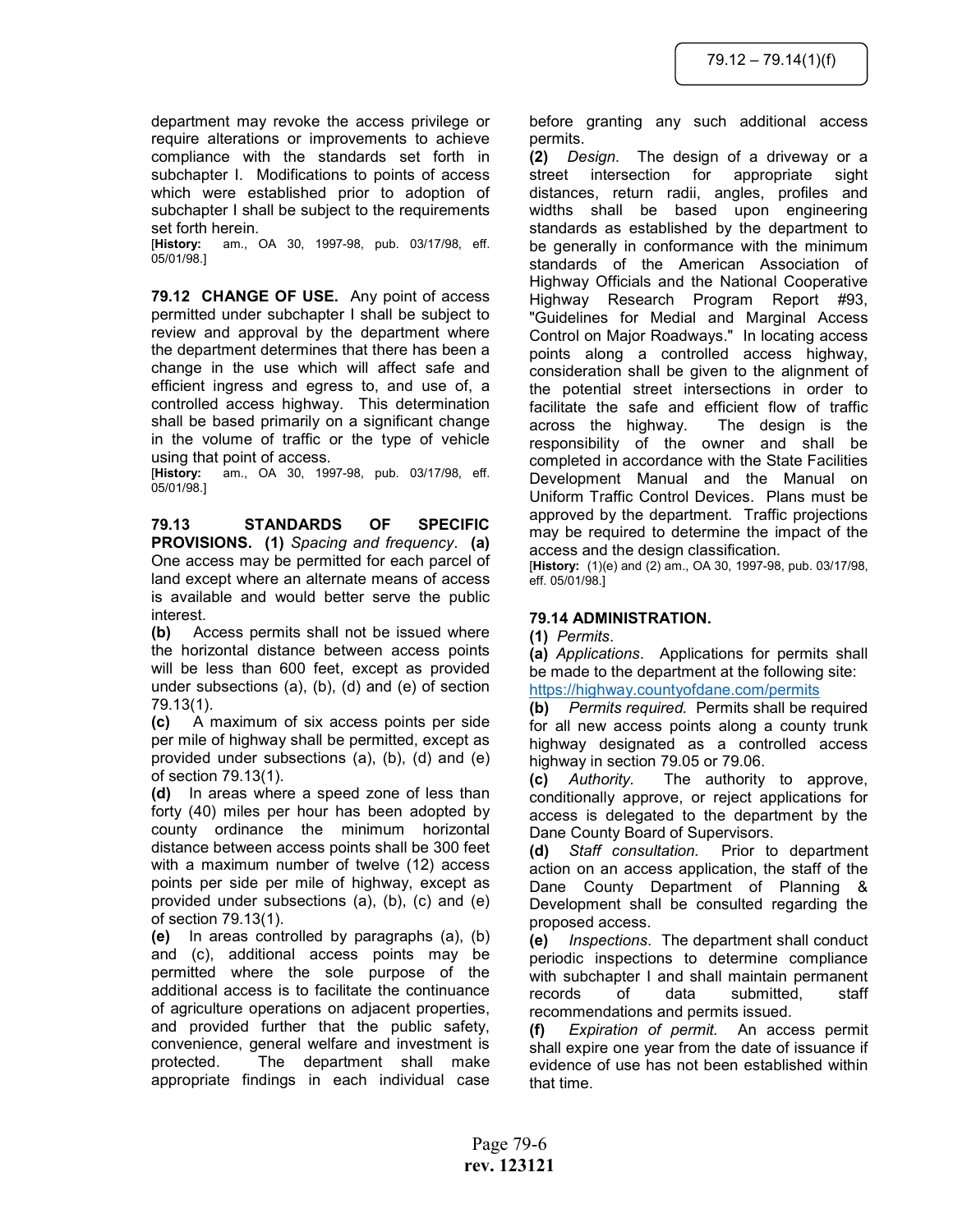department may revoke the access privilege or require alterations or improvements to achieve compliance with the standards set forth in subchapter I. Modifications to points of access which were established prior to adoption of subchapter I shall be subject to the requirements set forth herein.
[**History:** am., OA 30, 1997-98, pub. 03/17/98, eff. 05/01/98.]

**79.12 CHANGE OF USE.** Any point of access permitted under subchapter I shall be subject to review and approval by the department where the department determines that there has been a change in the use which will affect safe and efficient ingress and egress to, and use of, a controlled access highway. This determination shall be based primarily on a significant change in the volume of traffic or the type of vehicle using that point of access.
[**History:** am., OA 30, 1997-98, pub. 03/17/98, eff. 05/01/98.]

**79.13 STANDARDS OF SPECIFIC PROVISIONS.** **(1)** *Spacing and frequency*. **(a)** One access may be permitted for each parcel of land except where an alternate means of access is available and would better serve the public interest.

**(b)** Access permits shall not be issued where the horizontal distance between access points will be less than 600 feet, except as provided under subsections (a), (b), (d) and (e) of section 79.13(1).

**(c)** A maximum of six access points per side per mile of highway shall be permitted, except as provided under subsections (a), (b), (d) and (e) of section 79.13(1).

**(d)** In areas where a speed zone of less than forty (40) miles per hour has been adopted by county ordinance the minimum horizontal distance between access points shall be 300 feet with a maximum number of twelve (12) access points per side per mile of highway, except as provided under subsections (a), (b), (c) and (e) of section 79.13(1).

**(e)** In areas controlled by paragraphs (a), (b) and (c), additional access points may be permitted where the sole purpose of the additional access is to facilitate the continuance of agriculture operations on adjacent properties, and provided further that the public safety, convenience, general welfare and investment is protected. The department shall make appropriate findings in each individual case before granting any such additional access permits.

**(2)** *Design.* The design of a driveway or a street intersection for appropriate sight distances, return radii, angles, profiles and widths shall be based upon engineering standards as established by the department to be generally in conformance with the minimum standards of the American Association of Highway Officials and the National Cooperative Highway Research Program Report #93, "Guidelines for Medial and Marginal Access Control on Major Roadways." In locating access points along a controlled access highway, consideration shall be given to the alignment of the potential street intersections in order to facilitate the safe and efficient flow of traffic across the highway. The design is the responsibility of the owner and shall be completed in accordance with the State Facilities Development Manual and the Manual on Uniform Traffic Control Devices. Plans must be approved by the department. Traffic projections may be required to determine the impact of the access and the design classification.
[**History:** (1)(e) and (2) am., OA 30, 1997-98, pub. 03/17/98, eff. 05/01/98.]

**79.14 ADMINISTRATION.**

**(1)** *Permits*.

**(a)** *Applications*. Applications for permits shall be made to the department at the following site: https://highway.countyofdane.com/permits

**(b)** *Permits required.* Permits shall be required for all new access points along a county trunk highway designated as a controlled access highway in section 79.05 or 79.06.

**(c)** *Authority*. The authority to approve, conditionally approve, or reject applications for access is delegated to the department by the Dane County Board of Supervisors.

**(d)** *Staff consultation.* Prior to department action on an access application, the staff of the Dane County Department of Planning & Development shall be consulted regarding the proposed access.

**(e)** *Inspections*. The department shall conduct periodic inspections to determine compliance with subchapter I and shall maintain permanent records of data submitted, staff recommendations and permits issued.

**(f)** *Expiration of permit.* An access permit shall expire one year from the date of issuance if evidence of use has not been established within that time.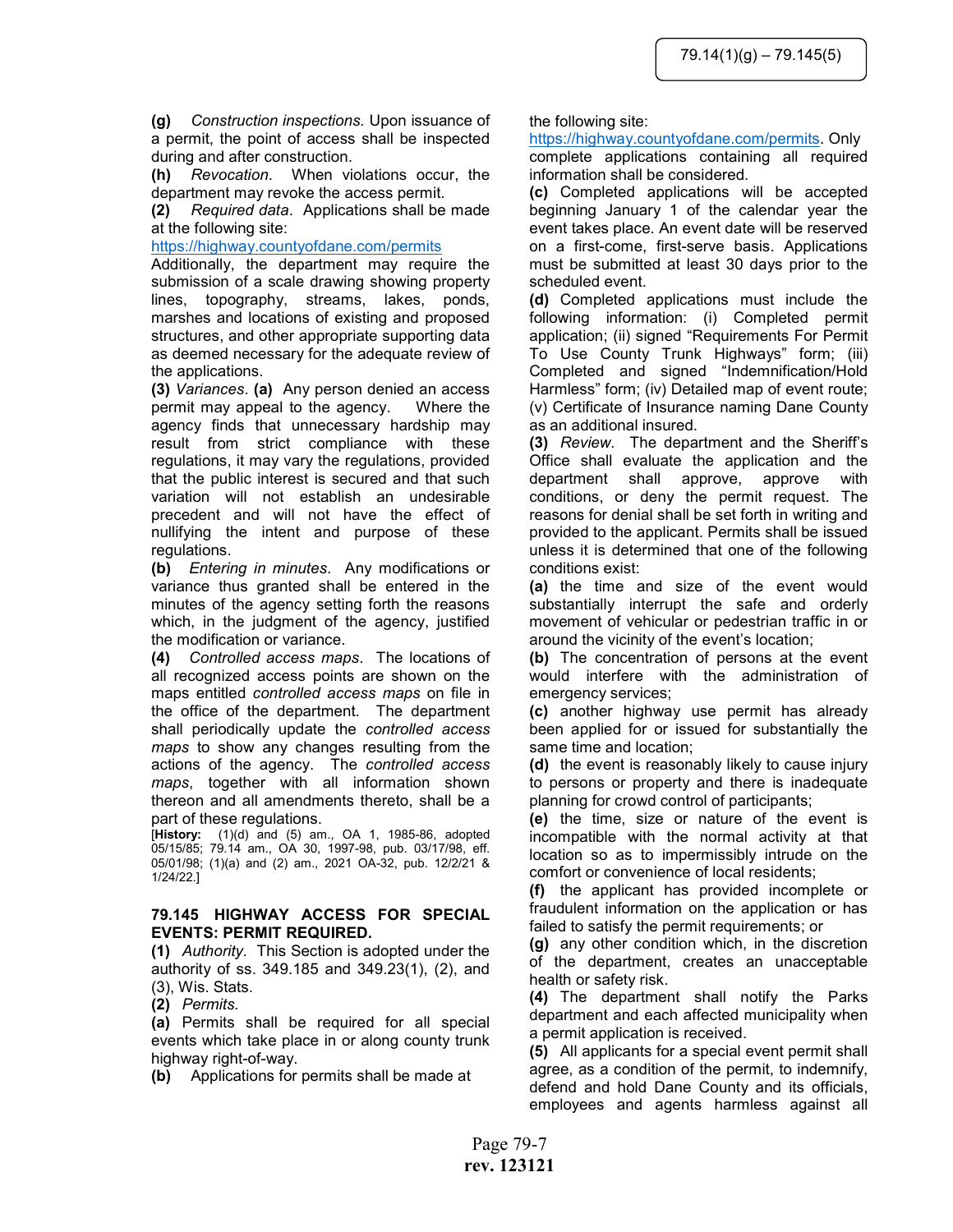**(g)** *Construction inspections.* Upon issuance of a permit, the point of access shall be inspected during and after construction.

**(h)** *Revocation*. When violations occur, the department may revoke the access permit.

**(2)** *Required data*. Applications shall be made at the following site:
https://highway.countyofdane.com/permits
Additionally, the department may require the submission of a scale drawing showing property lines, topography, streams, lakes, ponds, marshes and locations of existing and proposed structures, and other appropriate supporting data as deemed necessary for the adequate review of the applications.

**(3)** *Variances*. **(a)** Any person denied an access permit may appeal to the agency. Where the agency finds that unnecessary hardship may result from strict compliance with these regulations, it may vary the regulations, provided that the public interest is secured and that such variation will not establish an undesirable precedent and will not have the effect of nullifying the intent and purpose of these regulations.

**(b)** *Entering in minutes*. Any modifications or variance thus granted shall be entered in the minutes of the agency setting forth the reasons which, in the judgment of the agency, justified the modification or variance.

**(4)** *Controlled access maps*. The locations of all recognized access points are shown on the maps entitled *controlled access maps* on file in the office of the department. The department shall periodically update the *controlled access maps* to show any changes resulting from the actions of the agency. The *controlled access maps*, together with all information shown thereon and all amendments thereto, shall be a part of these regulations.

[**History:** (1)(d) and (5) am., OA 1, 1985-86, adopted 05/15/85; 79.14 am., OA 30, 1997-98, pub. 03/17/98, eff. 05/01/98; (1)(a) and (2) am., 2021 OA-32, pub. 12/2/21 & 1/24/22.]

### 79.145 HIGHWAY ACCESS FOR SPECIAL EVENTS: PERMIT REQUIRED.

**(1)** *Authority.* This Section is adopted under the authority of ss. 349.185 and 349.23(1), (2), and (3), Wis. Stats.

**(2)** *Permits.*

**(a)** Permits shall be required for all special events which take place in or along county trunk highway right-of-way.

**(b)** Applications for permits shall be made at the following site:
https://highway.countyofdane.com/permits. Only complete applications containing all required information shall be considered.

**(c)** Completed applications will be accepted beginning January 1 of the calendar year the event takes place. An event date will be reserved on a first-come, first-serve basis. Applications must be submitted at least 30 days prior to the scheduled event.

**(d)** Completed applications must include the following information: (i) Completed permit application; (ii) signed "Requirements For Permit To Use County Trunk Highways" form; (iii) Completed and signed "Indemnification/Hold Harmless" form; (iv) Detailed map of event route; (v) Certificate of Insurance naming Dane County as an additional insured.

**(3)** *Review.* The department and the Sheriff's Office shall evaluate the application and the department shall approve, approve with conditions, or deny the permit request. The reasons for denial shall be set forth in writing and provided to the applicant. Permits shall be issued unless it is determined that one of the following conditions exist:

**(a)** the time and size of the event would substantially interrupt the safe and orderly movement of vehicular or pedestrian traffic in or around the vicinity of the event's location;

**(b)** The concentration of persons at the event would interfere with the administration of emergency services;

**(c)** another highway use permit has already been applied for or issued for substantially the same time and location;

**(d)** the event is reasonably likely to cause injury to persons or property and there is inadequate planning for crowd control of participants;

**(e)** the time, size or nature of the event is incompatible with the normal activity at that location so as to impermissibly intrude on the comfort or convenience of local residents;

**(f)** the applicant has provided incomplete or fraudulent information on the application or has failed to satisfy the permit requirements; or

**(g)** any other condition which, in the discretion of the department, creates an unacceptable health or safety risk.

**(4)** The department shall notify the Parks department and each affected municipality when a permit application is received.

**(5)** All applicants for a special event permit shall agree, as a condition of the permit, to indemnify, defend and hold Dane County and its officials, employees and agents harmless against all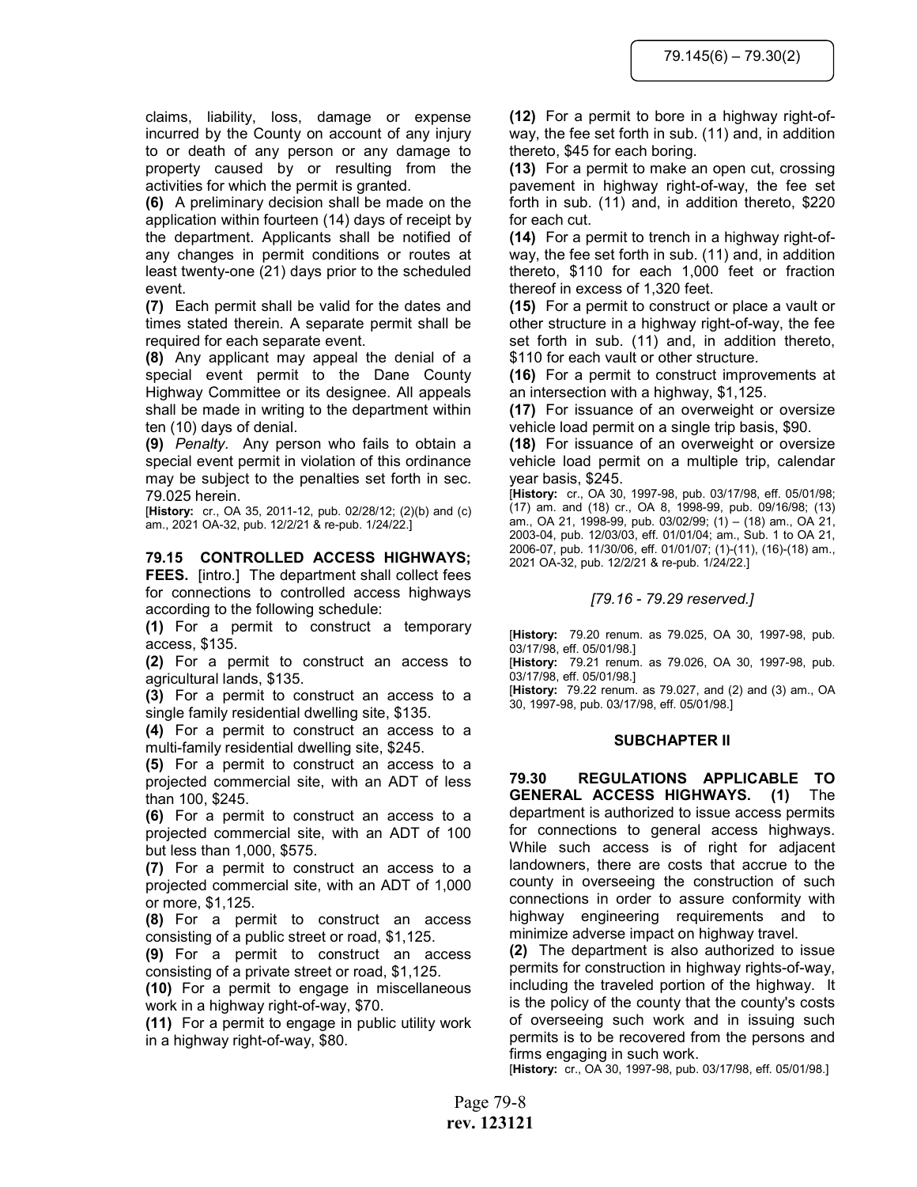claims, liability, loss, damage or expense incurred by the County on account of any injury to or death of any person or any damage to property caused by or resulting from the activities for which the permit is granted.

**(6)** A preliminary decision shall be made on the application within fourteen (14) days of receipt by the department. Applicants shall be notified of any changes in permit conditions or routes at least twenty-one (21) days prior to the scheduled event.

**(7)** Each permit shall be valid for the dates and times stated therein. A separate permit shall be required for each separate event.

**(8)** Any applicant may appeal the denial of a special event permit to the Dane County Highway Committee or its designee. All appeals shall be made in writing to the department within ten (10) days of denial.

**(9)** *Penalty.* Any person who fails to obtain a special event permit in violation of this ordinance may be subject to the penalties set forth in sec. 79.025 herein.

[**History:** cr., OA 35, 2011-12, pub. 02/28/12; (2)(b) and (c) am., 2021 OA-32, pub. 12/2/21 & re-pub. 1/24/22.]

**79.15 CONTROLLED ACCESS HIGHWAYS; FEES.** [intro.] The department shall collect fees for connections to controlled access highways according to the following schedule:

**(1)** For a permit to construct a temporary access, $135.

**(2)** For a permit to construct an access to agricultural lands, $135.

**(3)** For a permit to construct an access to a single family residential dwelling site, $135.

**(4)** For a permit to construct an access to a multi-family residential dwelling site, $245.

**(5)** For a permit to construct an access to a projected commercial site, with an ADT of less than 100, $245.

**(6)** For a permit to construct an access to a projected commercial site, with an ADT of 100 but less than 1,000, $575.

**(7)** For a permit to construct an access to a projected commercial site, with an ADT of 1,000 or more, $1,125.

**(8)** For a permit to construct an access consisting of a public street or road, $1,125.

**(9)** For a permit to construct an access consisting of a private street or road, $1,125.

**(10)** For a permit to engage in miscellaneous work in a highway right-of-way, $70.

**(11)** For a permit to engage in public utility work in a highway right-of-way, $80.

**(12)** For a permit to bore in a highway right-of-way, the fee set forth in sub. (11) and, in addition thereto, $45 for each boring.

**(13)** For a permit to make an open cut, crossing pavement in highway right-of-way, the fee set forth in sub. (11) and, in addition thereto, $220 for each cut.

**(14)** For a permit to trench in a highway right-of-way, the fee set forth in sub. (11) and, in addition thereto, $110 for each 1,000 feet or fraction thereof in excess of 1,320 feet.

**(15)** For a permit to construct or place a vault or other structure in a highway right-of-way, the fee set forth in sub. (11) and, in addition thereto, $110 for each vault or other structure.

**(16)** For a permit to construct improvements at an intersection with a highway, $1,125.

**(17)** For issuance of an overweight or oversize vehicle load permit on a single trip basis, $90.

**(18)** For issuance of an overweight or oversize vehicle load permit on a multiple trip, calendar year basis, $245.

[**History:** cr., OA 30, 1997-98, pub. 03/17/98, eff. 05/01/98; (17) am. and (18) cr., OA 8, 1998-99, pub. 09/16/98; (13) am., OA 21, 1998-99, pub. 03/02/99; (1) – (18) am., OA 21, 2003-04, pub. 12/03/03, eff. 01/01/04; am., Sub. 1 to OA 21, 2006-07, pub. 11/30/06, eff. 01/01/07; (1)-(11), (16)-(18) am., 2021 OA-32, pub. 12/2/21 & re-pub. 1/24/22.]

*[79.16 - 79.29 reserved.]*

[**History:** 79.20 renum. as 79.025, OA 30, 1997-98, pub. 03/17/98, eff. 05/01/98.]

[**History:** 79.21 renum. as 79.026, OA 30, 1997-98, pub. 03/17/98, eff. 05/01/98.]

[**History:** 79.22 renum. as 79.027, and (2) and (3) am., OA 30, 1997-98, pub. 03/17/98, eff. 05/01/98.]

## SUBCHAPTER II

**79.30 REGULATIONS APPLICABLE TO GENERAL ACCESS HIGHWAYS. (1)** The department is authorized to issue access permits for connections to general access highways. While such access is of right for adjacent landowners, there are costs that accrue to the county in overseeing the construction of such connections in order to assure conformity with highway engineering requirements and to minimize adverse impact on highway travel.

**(2)** The department is also authorized to issue permits for construction in highway rights-of-way, including the traveled portion of the highway. It is the policy of the county that the county's costs of overseeing such work and in issuing such permits is to be recovered from the persons and firms engaging in such work.

[**History:** cr., OA 30, 1997-98, pub. 03/17/98, eff. 05/01/98.]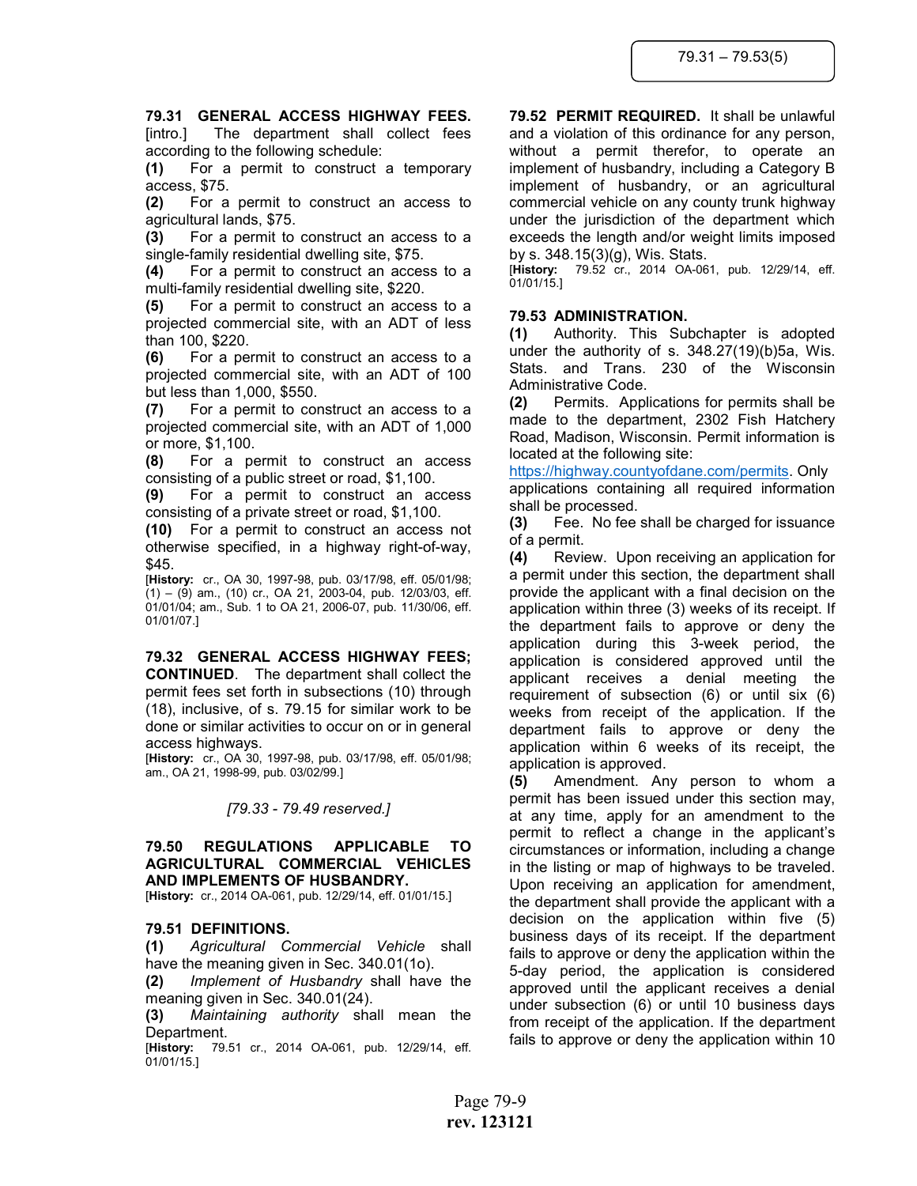**79.31 GENERAL ACCESS HIGHWAY FEES.** [intro.] The department shall collect fees according to the following schedule:

**(1)** For a permit to construct a temporary access, $75.

**(2)** For a permit to construct an access to agricultural lands, $75.

**(3)** For a permit to construct an access to a single-family residential dwelling site, $75.

**(4)** For a permit to construct an access to a multi-family residential dwelling site, $220.

**(5)** For a permit to construct an access to a projected commercial site, with an ADT of less than 100, $220.

**(6)** For a permit to construct an access to a projected commercial site, with an ADT of 100 but less than 1,000, $550.

**(7)** For a permit to construct an access to a projected commercial site, with an ADT of 1,000 or more, $1,100.

**(8)** For a permit to construct an access consisting of a public street or road, $1,100.

**(9)** For a permit to construct an access consisting of a private street or road, $1,100.

**(10)** For a permit to construct an access not otherwise specified, in a highway right-of-way, $45.

[**History:** cr., OA 30, 1997-98, pub. 03/17/98, eff. 05/01/98; (1) – (9) am., (10) cr., OA 21, 2003-04, pub. 12/03/03, eff. 01/01/04; am., Sub. 1 to OA 21, 2006-07, pub. 11/30/06, eff. 01/01/07.]

**79.32 GENERAL ACCESS HIGHWAY FEES; CONTINUED.** The department shall collect the permit fees set forth in subsections (10) through (18), inclusive, of s. 79.15 for similar work to be done or similar activities to occur on or in general access highways.

[**History:** cr., OA 30, 1997-98, pub. 03/17/98, eff. 05/01/98; am., OA 21, 1998-99, pub. 03/02/99.]

*[79.33 - 79.49 reserved.]*

**79.50 REGULATIONS APPLICABLE TO AGRICULTURAL COMMERCIAL VEHICLES AND IMPLEMENTS OF HUSBANDRY.**

[**History:** cr., 2014 OA-061, pub. 12/29/14, eff. 01/01/15.]

**79.51 DEFINITIONS.**

**(1)** *Agricultural Commercial Vehicle* shall have the meaning given in Sec. 340.01(1o).

**(2)** *Implement of Husbandry* shall have the meaning given in Sec. 340.01(24).

**(3)** *Maintaining authority* shall mean the Department.

[**History:** 79.51 cr., 2014 OA-061, pub. 12/29/14, eff. 01/01/15.]

**79.52 PERMIT REQUIRED.** It shall be unlawful and a violation of this ordinance for any person, without a permit therefor, to operate an implement of husbandry, including a Category B implement of husbandry, or an agricultural commercial vehicle on any county trunk highway under the jurisdiction of the department which exceeds the length and/or weight limits imposed by s. 348.15(3)(g), Wis. Stats.

[**History:** 79.52 cr., 2014 OA-061, pub. 12/29/14, eff. 01/01/15.]

**79.53 ADMINISTRATION.**

**(1)** Authority. This Subchapter is adopted under the authority of s. 348.27(19)(b)5a, Wis. Stats. and Trans. 230 of the Wisconsin Administrative Code.

**(2)** Permits. Applications for permits shall be made to the department, 2302 Fish Hatchery Road, Madison, Wisconsin. Permit information is located at the following site: https://highway.countyofdane.com/permits. Only applications containing all required information shall be processed.

**(3)** Fee. No fee shall be charged for issuance of a permit.

**(4)** Review. Upon receiving an application for a permit under this section, the department shall provide the applicant with a final decision on the application within three (3) weeks of its receipt. If the department fails to approve or deny the application during this 3-week period, the application is considered approved until the applicant receives a denial meeting the requirement of subsection (6) or until six (6) weeks from receipt of the application. If the department fails to approve or deny the application within 6 weeks of its receipt, the application is approved.

**(5)** Amendment. Any person to whom a permit has been issued under this section may, at any time, apply for an amendment to the permit to reflect a change in the applicant's circumstances or information, including a change in the listing or map of highways to be traveled. Upon receiving an application for amendment, the department shall provide the applicant with a decision on the application within five (5) business days of its receipt. If the department fails to approve or deny the application within the 5-day period, the application is considered approved until the applicant receives a denial under subsection (6) or until 10 business days from receipt of the application. If the department fails to approve or deny the application within 10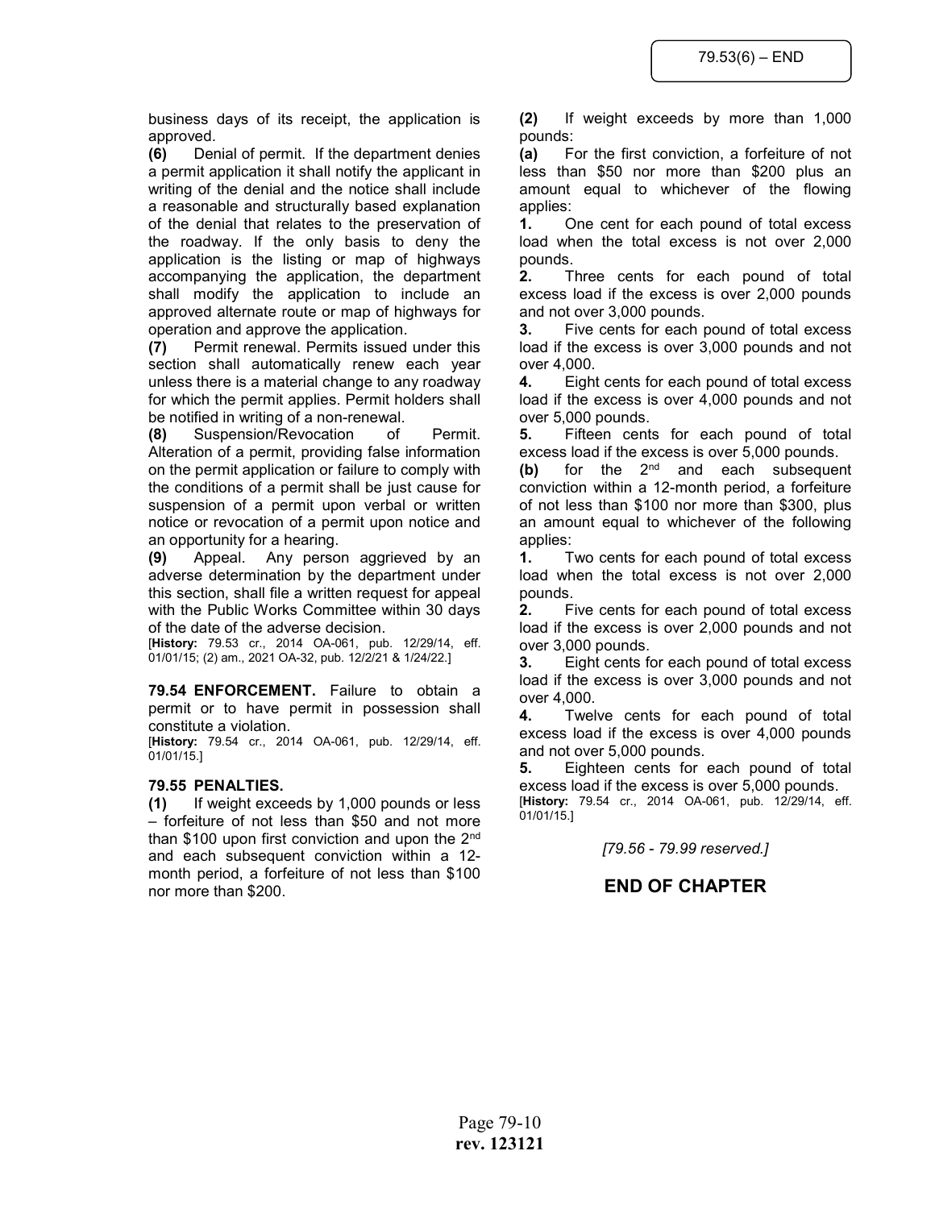business days of its receipt, the application is approved.

**(6)** Denial of permit. If the department denies a permit application it shall notify the applicant in writing of the denial and the notice shall include a reasonable and structurally based explanation of the denial that relates to the preservation of the roadway. If the only basis to deny the application is the listing or map of highways accompanying the application, the department shall modify the application to include an approved alternate route or map of highways for operation and approve the application.

**(7)** Permit renewal. Permits issued under this section shall automatically renew each year unless there is a material change to any roadway for which the permit applies. Permit holders shall be notified in writing of a non-renewal.

**(8)** Suspension/Revocation of Permit. Alteration of a permit, providing false information on the permit application or failure to comply with the conditions of a permit shall be just cause for suspension of a permit upon verbal or written notice or revocation of a permit upon notice and an opportunity for a hearing.

**(9)** Appeal. Any person aggrieved by an adverse determination by the department under this section, shall file a written request for appeal with the Public Works Committee within 30 days of the date of the adverse decision.

[**History:** 79.53 cr., 2014 OA-061, pub. 12/29/14, eff. 01/01/15; (2) am., 2021 OA-32, pub. 12/2/21 & 1/24/22.]

**79.54 ENFORCEMENT.** Failure to obtain a permit or to have permit in possession shall constitute a violation.

[**History:** 79.54 cr., 2014 OA-061, pub. 12/29/14, eff. 01/01/15.]

**79.55 PENALTIES.**

**(1)** If weight exceeds by 1,000 pounds or less – forfeiture of not less than $50 and not more than $100 upon first conviction and upon the 2nd and each subsequent conviction within a 12-month period, a forfeiture of not less than $100 nor more than $200.

**(2)** If weight exceeds by more than 1,000 pounds:

**(a)** For the first conviction, a forfeiture of not less than $50 nor more than $200 plus an amount equal to whichever of the flowing applies:

**1.** One cent for each pound of total excess load when the total excess is not over 2,000 pounds.

**2.** Three cents for each pound of total excess load if the excess is over 2,000 pounds and not over 3,000 pounds.

**3.** Five cents for each pound of total excess load if the excess is over 3,000 pounds and not over 4,000.

**4.** Eight cents for each pound of total excess load if the excess is over 4,000 pounds and not over 5,000 pounds.

**5.** Fifteen cents for each pound of total excess load if the excess is over 5,000 pounds.

**(b)** for the 2nd and each subsequent conviction within a 12-month period, a forfeiture of not less than $100 nor more than $300, plus an amount equal to whichever of the following applies:

**1.** Two cents for each pound of total excess load when the total excess is not over 2,000 pounds.

**2.** Five cents for each pound of total excess load if the excess is over 2,000 pounds and not over 3,000 pounds.

**3.** Eight cents for each pound of total excess load if the excess is over 3,000 pounds and not over 4,000.

**4.** Twelve cents for each pound of total excess load if the excess is over 4,000 pounds and not over 5,000 pounds.

**5.** Eighteen cents for each pound of total excess load if the excess is over 5,000 pounds.

[**History:** 79.54 cr., 2014 OA-061, pub. 12/29/14, eff. 01/01/15.]

*[79.56 - 79.99 reserved.]*

## END OF CHAPTER